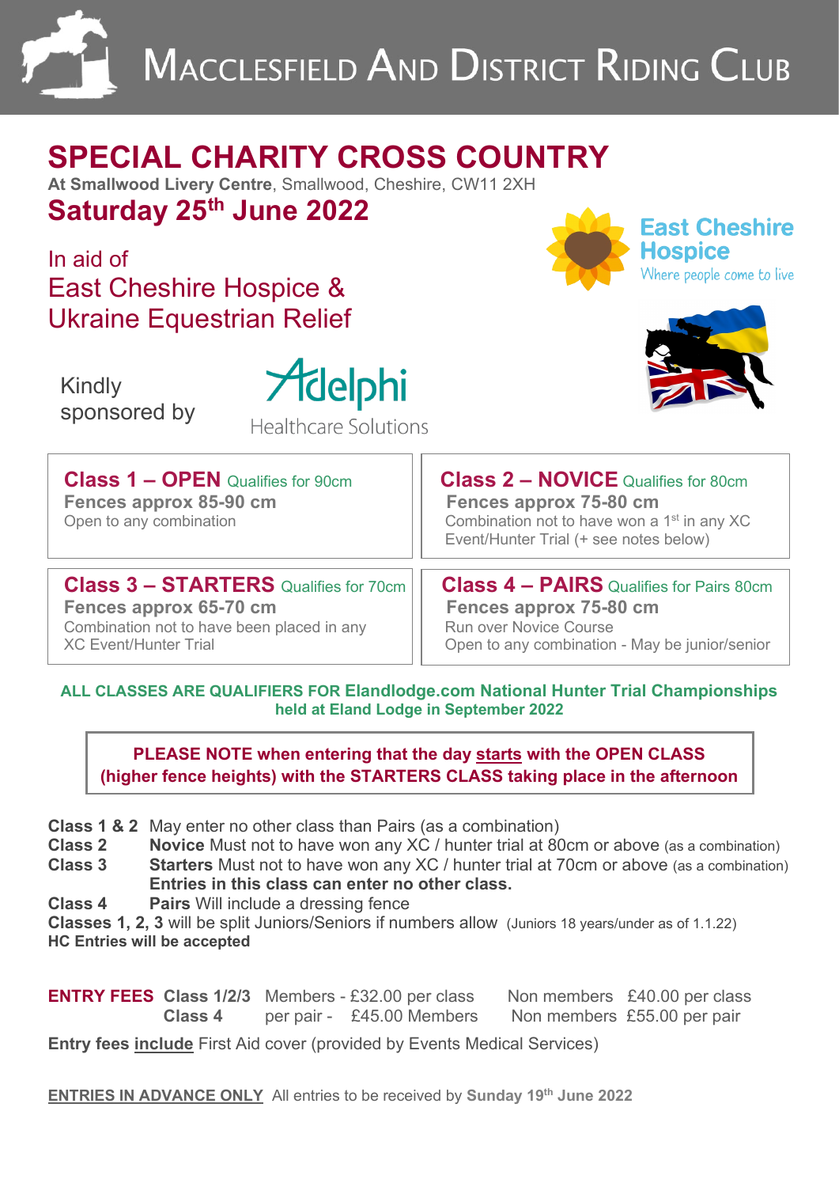# Macclesfield And District Riding Club

## SPECIAL CHARITY CROSS COUNTRY

**At Smallwood Livery Centre**, Smallwood, Cheshire, CW11 2XH

## Saturday 25th June 2022

In aid of
East Cheshire Hospice &
Ukraine Equestrian Relief

East Cheshire Hospice
Where people come to live

Kindly sponsored by

Adelphi
Healthcare Solutions

| **Class 1 – OPEN** Qualifies for 90cm<br>**Fences approx 85-90 cm**<br>Open to any combination | **Class 2 – NOVICE** Qualifies for 80cm<br>**Fences approx 75-80 cm**<br>Combination not to have won a 1st in any XC Event/Hunter Trial (+ see notes below) |
|---|---|
| **Class 3 – STARTERS** Qualifies for 70cm<br>**Fences approx 65-70 cm**<br>Combination not to have been placed in any XC Event/Hunter Trial | **Class 4 – PAIRS** Qualifies for Pairs 80cm<br>**Fences approx 75-80 cm**<br>Run over Novice Course<br>Open to any combination - May be junior/senior |

**ALL CLASSES ARE QUALIFIERS FOR Elandlodge.com National Hunter Trial Championships held at Eland Lodge in September 2022**

**PLEASE NOTE when entering that the day starts with the OPEN CLASS (higher fence heights) with the STARTERS CLASS taking place in the afternoon**

**Class 1 & 2** May enter no other class than Pairs (as a combination)
**Class 2** **Novice** Must not to have won any XC / hunter trial at 80cm or above (as a combination)
**Class 3** **Starters** Must not to have won any XC / hunter trial at 70cm or above (as a combination) **Entries in this class can enter no other class.**
**Class 4** **Pairs** Will include a dressing fence
**Classes 1, 2, 3** will be split Juniors/Seniors if numbers allow (Juniors 18 years/under as of 1.1.22)
**HC Entries will be accepted**

| **ENTRY FEES** | **Class 1/2/3** | Members - £32.00 per class | Non members £40.00 per class |
|---|---|---|---|
| | **Class 4** | per pair - £45.00 Members | Non members £55.00 per pair |

**Entry fees include** First Aid cover (provided by Events Medical Services)

**ENTRIES IN ADVANCE ONLY** All entries to be received by **Sunday 19th June 2022**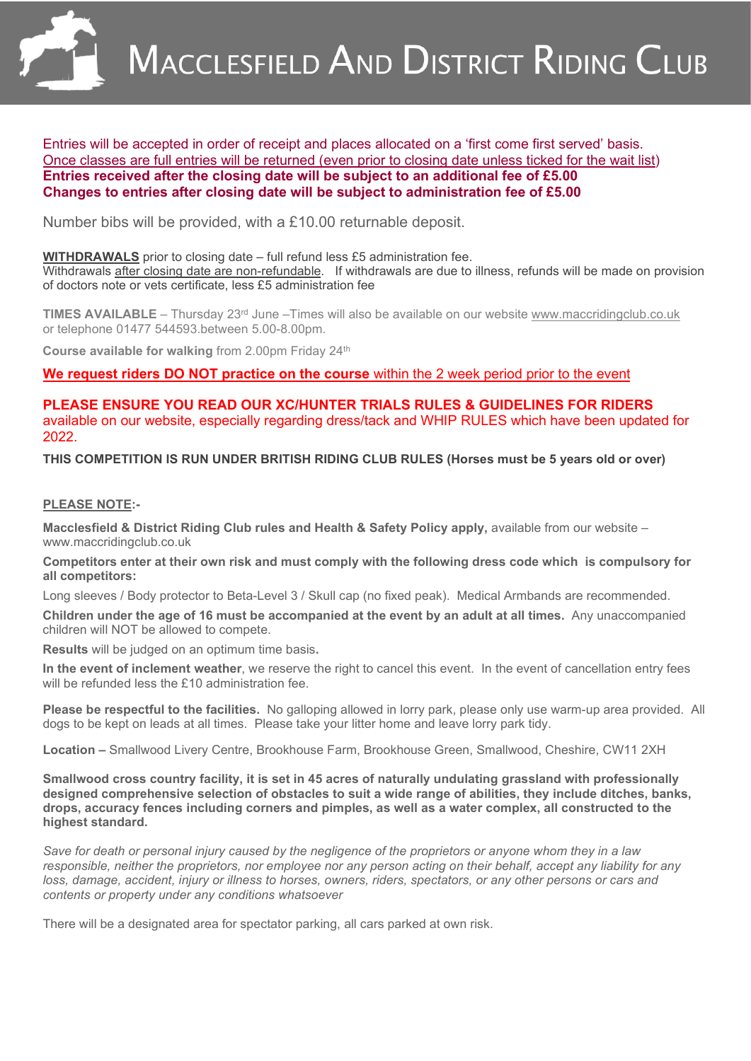# Macclesfield And District Riding Club

Entries will be accepted in order of receipt and places allocated on a 'first come first served' basis.
Once classes are full entries will be returned (even prior to closing date unless ticked for the wait list)
**Entries received after the closing date will be subject to an additional fee of £5.00**
**Changes to entries after closing date will be subject to administration fee of £5.00**

Number bibs will be provided, with a £10.00 returnable deposit.

**WITHDRAWALS** prior to closing date – full refund less £5 administration fee.
Withdrawals after closing date are non-refundable. If withdrawals are due to illness, refunds will be made on provision of doctors note or vets certificate, less £5 administration fee

**TIMES AVAILABLE** – Thursday 23rd June –Times will also be available on our website www.maccridingclub.co.uk or telephone 01477 544593.between 5.00-8.00pm.

**Course available for walking** from 2.00pm Friday 24th

**We request riders DO NOT practice on the course** within the 2 week period prior to the event

**PLEASE ENSURE YOU READ OUR XC/HUNTER TRIALS RULES & GUIDELINES FOR RIDERS** available on our website, especially regarding dress/tack and WHIP RULES which have been updated for 2022.

**THIS COMPETITION IS RUN UNDER BRITISH RIDING CLUB RULES (Horses must be 5 years old or over)**

**PLEASE NOTE:-**

**Macclesfield & District Riding Club rules and Health & Safety Policy apply,** available from our website – www.maccridingclub.co.uk

**Competitors enter at their own risk and must comply with the following dress code which is compulsory for all competitors:**

Long sleeves / Body protector to Beta-Level 3 / Skull cap (no fixed peak). Medical Armbands are recommended.

**Children under the age of 16 must be accompanied at the event by an adult at all times.** Any unaccompanied children will NOT be allowed to compete.

**Results** will be judged on an optimum time basis**.**

**In the event of inclement weather**, we reserve the right to cancel this event. In the event of cancellation entry fees will be refunded less the £10 administration fee.

**Please be respectful to the facilities.** No galloping allowed in lorry park, please only use warm-up area provided. All dogs to be kept on leads at all times. Please take your litter home and leave lorry park tidy.

**Location –** Smallwood Livery Centre, Brookhouse Farm, Brookhouse Green, Smallwood, Cheshire, CW11 2XH

**Smallwood cross country facility, it is set in 45 acres of naturally undulating grassland with professionally designed comprehensive selection of obstacles to suit a wide range of abilities, they include ditches, banks, drops, accuracy fences including corners and pimples, as well as a water complex, all constructed to the highest standard.**

*Save for death or personal injury caused by the negligence of the proprietors or anyone whom they in a law responsible, neither the proprietors, nor employee nor any person acting on their behalf, accept any liability for any loss, damage, accident, injury or illness to horses, owners, riders, spectators, or any other persons or cars and contents or property under any conditions whatsoever*

There will be a designated area for spectator parking, all cars parked at own risk.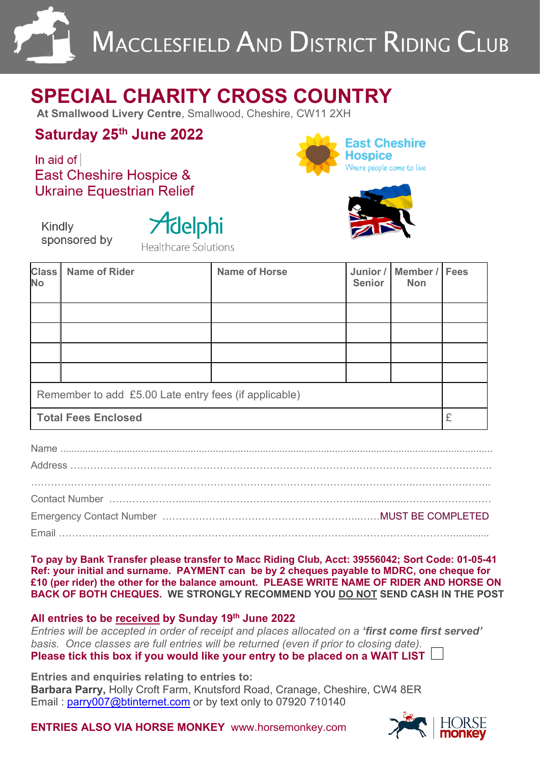# MACCLESFIELD AND DISTRICT RIDING CLUB

## SPECIAL CHARITY CROSS COUNTRY

**At Smallwood Livery Centre**, Smallwood, Cheshire, CW11 2XH

### Saturday 25th June 2022

In aid of
East Cheshire Hospice &
Ukraine Equestrian Relief

East Cheshire Hospice
Where people come to live

Kindly sponsored by Adelphi Healthcare Solutions

| Class No | Name of Rider | Name of Horse | Junior / Senior | Member / Non | Fees |
|---|---|---|---|---|---|
| | | | | | |
| | | | | | |
| | | | | | |
| | | | | | |
| Remember to add £5.00 Late entry fees (if applicable) | | | | | |
| **Total Fees Enclosed** | | | | | £ |

Name ..........................................................................................................................................

Address ......................................................................................................................................

....................................................................................................................................................

Contact Number ........................................................................................................................

Emergency Contact Number ....................................................................MUST BE COMPLETED

Email ..........................................................................................................................................

**To pay by Bank Transfer please transfer to Macc Riding Club, Acct: 39556042; Sort Code: 01-05-41 Ref: your initial and surname. PAYMENT can be by 2 cheques payable to MDRC, one cheque for £10 (per rider) the other for the balance amount. PLEASE WRITE NAME OF RIDER AND HORSE ON BACK OF BOTH CHEQUES. WE STRONGLY RECOMMEND YOU DO NOT SEND CASH IN THE POST**

**All entries to be received by Sunday 19th June 2022**

*Entries will be accepted in order of receipt and places allocated on a **'first come first served'** basis. Once classes are full entries will be returned (even if prior to closing date).*

**Please tick this box if you would like your entry to be placed on a WAIT LIST** ☐

**Entries and enquiries relating to entries to:**

**Barbara Parry,** Holly Croft Farm, Knutsford Road, Cranage, Cheshire, CW4 8ER

Email : parry007@btinternet.com or by text only to 07920 710140

**ENTRIES ALSO VIA HORSE MONKEY** www.horsemonkey.com

HORSE monkey